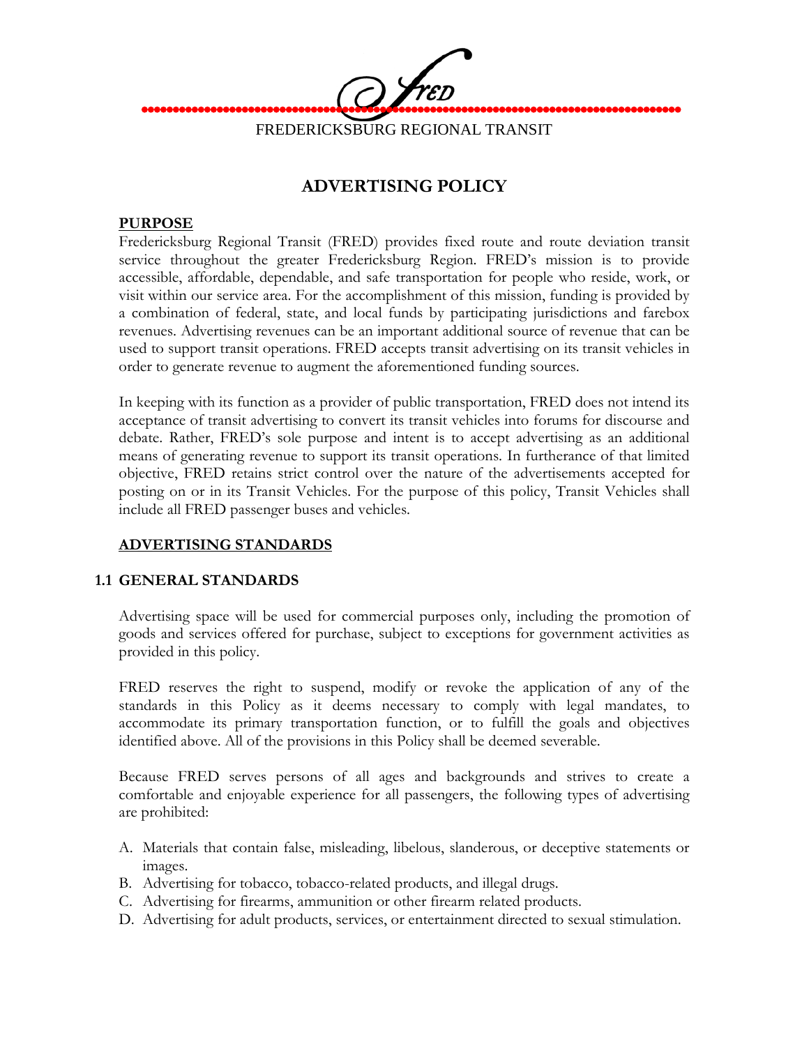FREDERICKSBURG REGIONAL TRANSIT

# ADVERTISING POLICY

## PURPOSE

Fredericksburg Regional Transit (FRED) provides fixed route and route deviation transit service throughout the greater Fredericksburg Region. FRED's mission is to provide accessible, affordable, dependable, and safe transportation for people who reside, work, or visit within our service area. For the accomplishment of this mission, funding is provided by a combination of federal, state, and local funds by participating jurisdictions and farebox revenues. Advertising revenues can be an important additional source of revenue that can be used to support transit operations. FRED accepts transit advertising on its transit vehicles in order to generate revenue to augment the aforementioned funding sources.

In keeping with its function as a provider of public transportation, FRED does not intend its acceptance of transit advertising to convert its transit vehicles into forums for discourse and debate. Rather, FRED's sole purpose and intent is to accept advertising as an additional means of generating revenue to support its transit operations. In furtherance of that limited objective, FRED retains strict control over the nature of the advertisements accepted for posting on or in its Transit Vehicles. For the purpose of this policy, Transit Vehicles shall include all FRED passenger buses and vehicles.

## ADVERTISING STANDARDS

### 1.1 GENERAL STANDARDS

Advertising space will be used for commercial purposes only, including the promotion of goods and services offered for purchase, subject to exceptions for government activities as provided in this policy.

FRED reserves the right to suspend, modify or revoke the application of any of the standards in this Policy as it deems necessary to comply with legal mandates, to accommodate its primary transportation function, or to fulfill the goals and objectives identified above. All of the provisions in this Policy shall be deemed severable.

Because FRED serves persons of all ages and backgrounds and strives to create a comfortable and enjoyable experience for all passengers, the following types of advertising are prohibited:

A. Materials that contain false, misleading, libelous, slanderous, or deceptive statements or images.
B. Advertising for tobacco, tobacco-related products, and illegal drugs.
C. Advertising for firearms, ammunition or other firearm related products.
D. Advertising for adult products, services, or entertainment directed to sexual stimulation.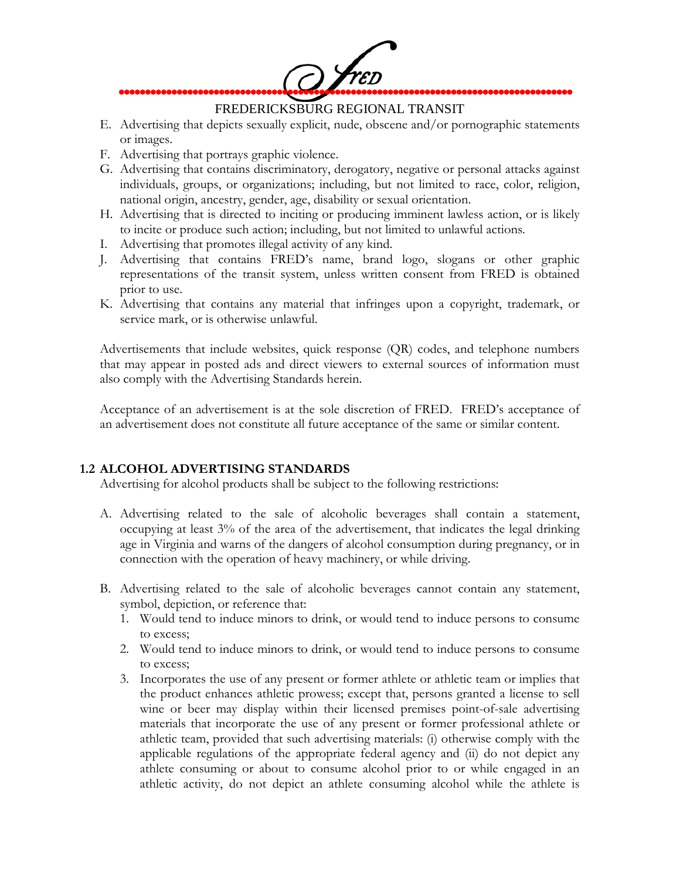E. Advertising that depicts sexually explicit, nude, obscene and/or pornographic statements or images.
F. Advertising that portrays graphic violence.
G. Advertising that contains discriminatory, derogatory, negative or personal attacks against individuals, groups, or organizations; including, but not limited to race, color, religion, national origin, ancestry, gender, age, disability or sexual orientation.
H. Advertising that is directed to inciting or producing imminent lawless action, or is likely to incite or produce such action; including, but not limited to unlawful actions.
I. Advertising that promotes illegal activity of any kind.
J. Advertising that contains FRED's name, brand logo, slogans or other graphic representations of the transit system, unless written consent from FRED is obtained prior to use.
K. Advertising that contains any material that infringes upon a copyright, trademark, or service mark, or is otherwise unlawful.

Advertisements that include websites, quick response (QR) codes, and telephone numbers that may appear in posted ads and direct viewers to external sources of information must also comply with the Advertising Standards herein.

Acceptance of an advertisement is at the sole discretion of FRED. FRED's acceptance of an advertisement does not constitute all future acceptance of the same or similar content.

## 1.2 ALCOHOL ADVERTISING STANDARDS

Advertising for alcohol products shall be subject to the following restrictions:

A. Advertising related to the sale of alcoholic beverages shall contain a statement, occupying at least 3% of the area of the advertisement, that indicates the legal drinking age in Virginia and warns of the dangers of alcohol consumption during pregnancy, or in connection with the operation of heavy machinery, or while driving.

B. Advertising related to the sale of alcoholic beverages cannot contain any statement, symbol, depiction, or reference that:
   1. Would tend to induce minors to drink, or would tend to induce persons to consume to excess;
   2. Would tend to induce minors to drink, or would tend to induce persons to consume to excess;
   3. Incorporates the use of any present or former athlete or athletic team or implies that the product enhances athletic prowess; except that, persons granted a license to sell wine or beer may display within their licensed premises point-of-sale advertising materials that incorporate the use of any present or former professional athlete or athletic team, provided that such advertising materials: (i) otherwise comply with the applicable regulations of the appropriate federal agency and (ii) do not depict any athlete consuming or about to consume alcohol prior to or while engaged in an athletic activity, do not depict an athlete consuming alcohol while the athlete is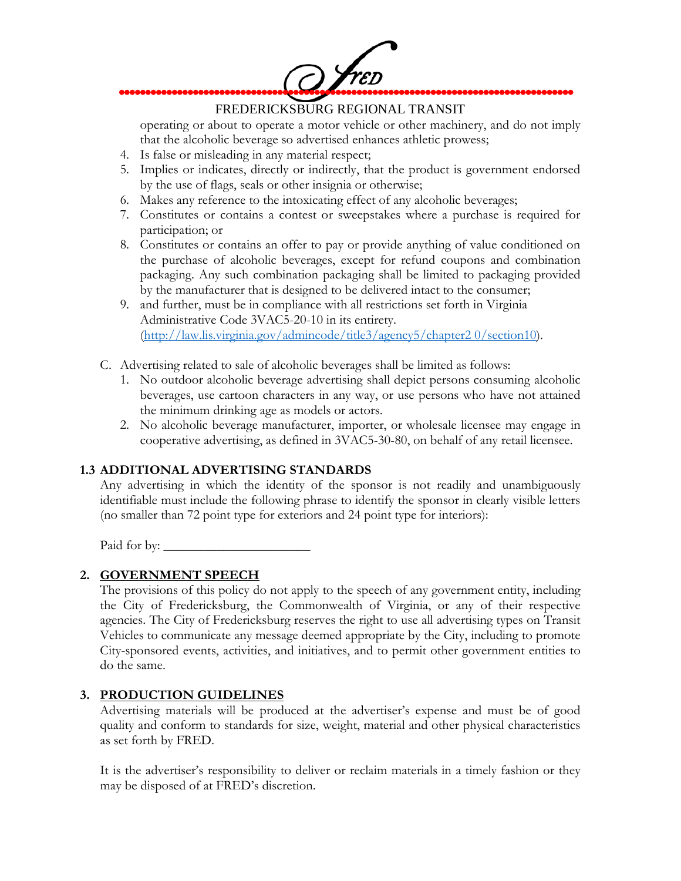operating or about to operate a motor vehicle or other machinery, and do not imply that the alcoholic beverage so advertised enhances athletic prowess;

4. Is false or misleading in any material respect;
5. Implies or indicates, directly or indirectly, that the product is government endorsed by the use of flags, seals or other insignia or otherwise;
6. Makes any reference to the intoxicating effect of any alcoholic beverages;
7. Constitutes or contains a contest or sweepstakes where a purchase is required for participation; or
8. Constitutes or contains an offer to pay or provide anything of value conditioned on the purchase of alcoholic beverages, except for refund coupons and combination packaging. Any such combination packaging shall be limited to packaging provided by the manufacturer that is designed to be delivered intact to the consumer;
9. and further, must be in compliance with all restrictions set forth in Virginia Administrative Code 3VAC5-20-10 in its entirety. (http://law.lis.virginia.gov/admincode/title3/agency5/chapter2 0/section10).

C. Advertising related to sale of alcoholic beverages shall be limited as follows:
   1. No outdoor alcoholic beverage advertising shall depict persons consuming alcoholic beverages, use cartoon characters in any way, or use persons who have not attained the minimum drinking age as models or actors.
   2. No alcoholic beverage manufacturer, importer, or wholesale licensee may engage in cooperative advertising, as defined in 3VAC5-30-80, on behalf of any retail licensee.

### 1.3 ADDITIONAL ADVERTISING STANDARDS

Any advertising in which the identity of the sponsor is not readily and unambiguously identifiable must include the following phrase to identify the sponsor in clearly visible letters (no smaller than 72 point type for exteriors and 24 point type for interiors):

Paid for by: ______________________

## 2. GOVERNMENT SPEECH

The provisions of this policy do not apply to the speech of any government entity, including the City of Fredericksburg, the Commonwealth of Virginia, or any of their respective agencies. The City of Fredericksburg reserves the right to use all advertising types on Transit Vehicles to communicate any message deemed appropriate by the City, including to promote City-sponsored events, activities, and initiatives, and to permit other government entities to do the same.

## 3. PRODUCTION GUIDELINES

Advertising materials will be produced at the advertiser's expense and must be of good quality and conform to standards for size, weight, material and other physical characteristics as set forth by FRED.

It is the advertiser's responsibility to deliver or reclaim materials in a timely fashion or they may be disposed of at FRED's discretion.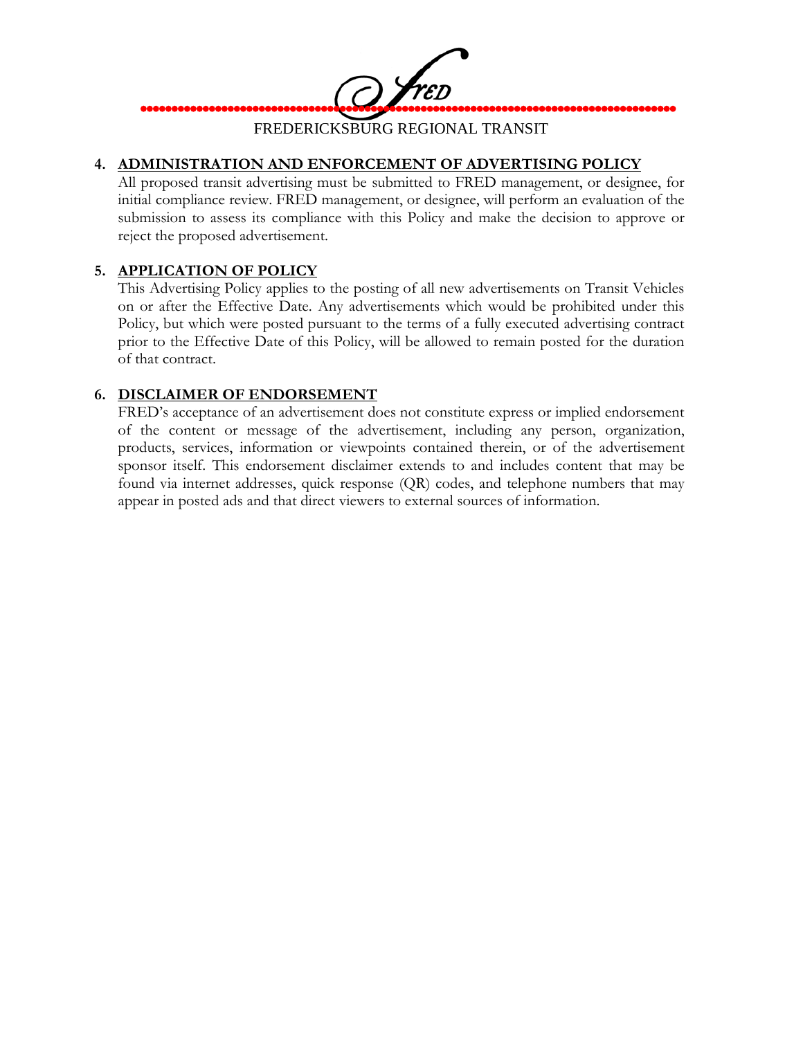## 4. ADMINISTRATION AND ENFORCEMENT OF ADVERTISING POLICY

All proposed transit advertising must be submitted to FRED management, or designee, for initial compliance review. FRED management, or designee, will perform an evaluation of the submission to assess its compliance with this Policy and make the decision to approve or reject the proposed advertisement.

## 5. APPLICATION OF POLICY

This Advertising Policy applies to the posting of all new advertisements on Transit Vehicles on or after the Effective Date. Any advertisements which would be prohibited under this Policy, but which were posted pursuant to the terms of a fully executed advertising contract prior to the Effective Date of this Policy, will be allowed to remain posted for the duration of that contract.

## 6. DISCLAIMER OF ENDORSEMENT

FRED's acceptance of an advertisement does not constitute express or implied endorsement of the content or message of the advertisement, including any person, organization, products, services, information or viewpoints contained therein, or of the advertisement sponsor itself. This endorsement disclaimer extends to and includes content that may be found via internet addresses, quick response (QR) codes, and telephone numbers that may appear in posted ads and that direct viewers to external sources of information.